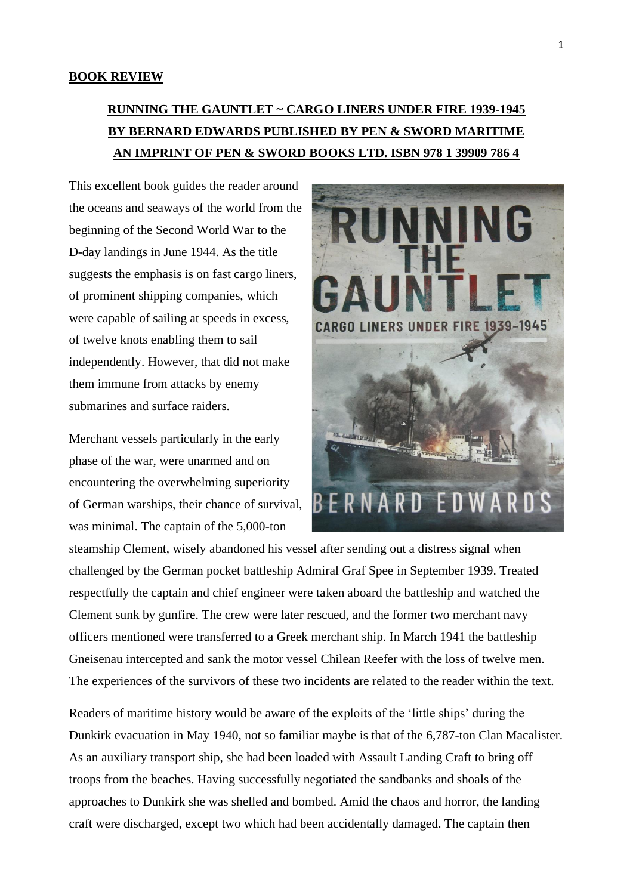**BOOK REVIEW**

**RUNNING THE GAUNTLET ~ CARGO LINERS UNDER FIRE 1939-1945 BY BERNARD EDWARDS PUBLISHED BY PEN & SWORD MARITIME AN IMPRINT OF PEN & SWORD BOOKS LTD. ISBN 978 1 39909 786 4**

This excellent book guides the reader around the oceans and seaways of the world from the beginning of the Second World War to the D-day landings in June 1944. As the title suggests the emphasis is on fast cargo liners, of prominent shipping companies, which were capable of sailing at speeds in excess, of twelve knots enabling them to sail independently. However, that did not make them immune from attacks by enemy submarines and surface raiders.

Merchant vessels particularly in the early phase of the war, were unarmed and on encountering the overwhelming superiority of German warships, their chance of survival, was minimal. The captain of the 5,000-ton steamship Clement, wisely abandoned his vessel after sending out a distress signal when challenged by the German pocket battleship Admiral Graf Spee in September 1939. Treated respectfully the captain and chief engineer were taken aboard the battleship and watched the Clement sunk by gunfire. The crew were later rescued, and the former two merchant navy officers mentioned were transferred to a Greek merchant ship. In March 1941 the battleship Gneisenau intercepted and sank the motor vessel Chilean Reefer with the loss of twelve men. The experiences of the survivors of these two incidents are related to the reader within the text.

Readers of maritime history would be aware of the exploits of the 'little ships' during the Dunkirk evacuation in May 1940, not so familiar maybe is that of the 6,787-ton Clan Macalister. As an auxiliary transport ship, she had been loaded with Assault Landing Craft to bring off troops from the beaches. Having successfully negotiated the sandbanks and shoals of the approaches to Dunkirk she was shelled and bombed. Amid the chaos and horror, the landing craft were discharged, except two which had been accidentally damaged. The captain then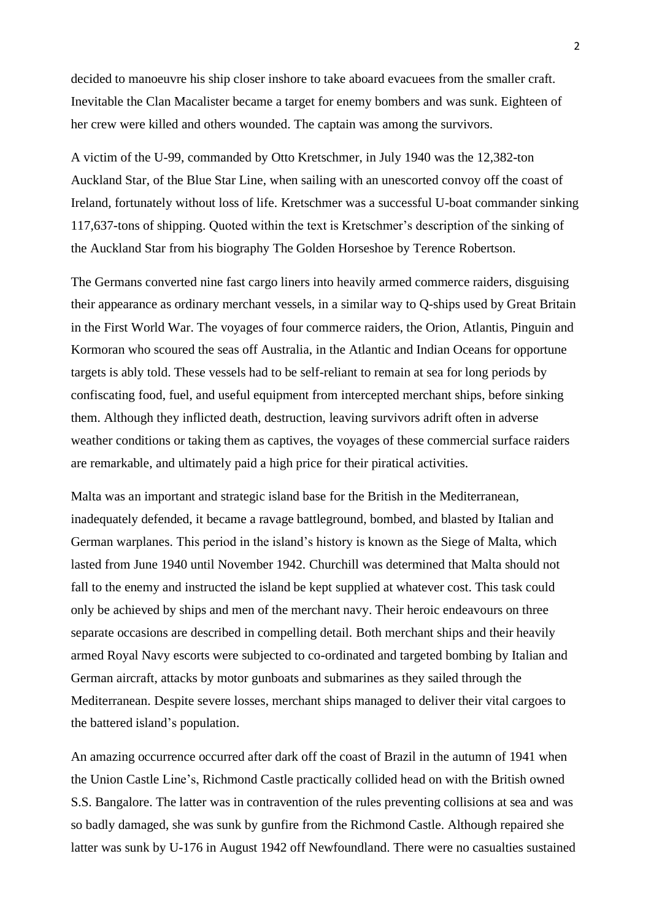decided to manoeuvre his ship closer inshore to take aboard evacuees from the smaller craft. Inevitable the Clan Macalister became a target for enemy bombers and was sunk. Eighteen of her crew were killed and others wounded. The captain was among the survivors.

A victim of the U-99, commanded by Otto Kretschmer, in July 1940 was the 12,382-ton Auckland Star, of the Blue Star Line, when sailing with an unescorted convoy off the coast of Ireland, fortunately without loss of life. Kretschmer was a successful U-boat commander sinking 117,637-tons of shipping. Quoted within the text is Kretschmer's description of the sinking of the Auckland Star from his biography The Golden Horseshoe by Terence Robertson.

The Germans converted nine fast cargo liners into heavily armed commerce raiders, disguising their appearance as ordinary merchant vessels, in a similar way to Q-ships used by Great Britain in the First World War. The voyages of four commerce raiders, the Orion, Atlantis, Pinguin and Kormoran who scoured the seas off Australia, in the Atlantic and Indian Oceans for opportune targets is ably told. These vessels had to be self-reliant to remain at sea for long periods by confiscating food, fuel, and useful equipment from intercepted merchant ships, before sinking them. Although they inflicted death, destruction, leaving survivors adrift often in adverse weather conditions or taking them as captives, the voyages of these commercial surface raiders are remarkable, and ultimately paid a high price for their piratical activities.

Malta was an important and strategic island base for the British in the Mediterranean, inadequately defended, it became a ravage battleground, bombed, and blasted by Italian and German warplanes. This period in the island's history is known as the Siege of Malta, which lasted from June 1940 until November 1942. Churchill was determined that Malta should not fall to the enemy and instructed the island be kept supplied at whatever cost. This task could only be achieved by ships and men of the merchant navy. Their heroic endeavours on three separate occasions are described in compelling detail. Both merchant ships and their heavily armed Royal Navy escorts were subjected to co-ordinated and targeted bombing by Italian and German aircraft, attacks by motor gunboats and submarines as they sailed through the Mediterranean. Despite severe losses, merchant ships managed to deliver their vital cargoes to the battered island's population.

An amazing occurrence occurred after dark off the coast of Brazil in the autumn of 1941 when the Union Castle Line's, Richmond Castle practically collided head on with the British owned S.S. Bangalore. The latter was in contravention of the rules preventing collisions at sea and was so badly damaged, she was sunk by gunfire from the Richmond Castle. Although repaired she latter was sunk by U-176 in August 1942 off Newfoundland. There were no casualties sustained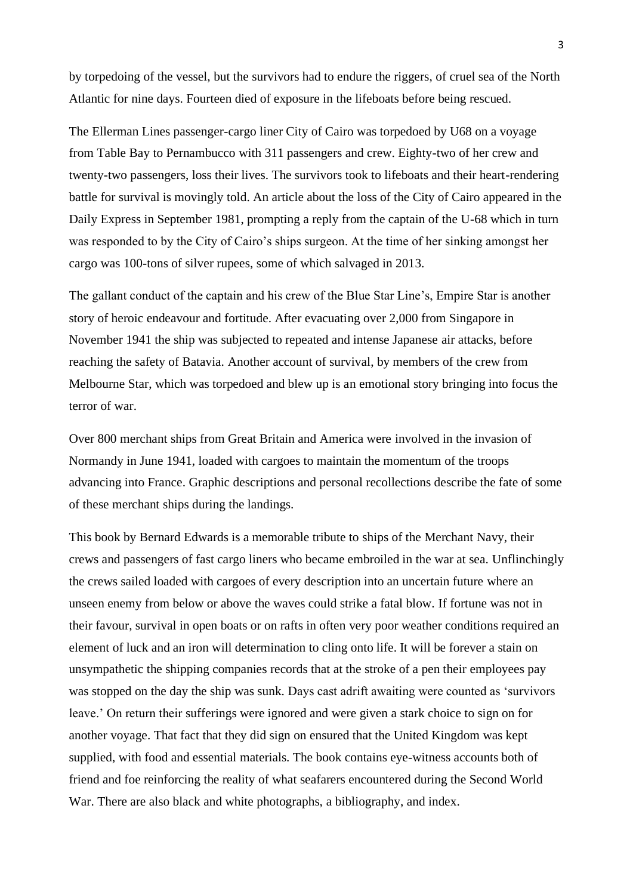by torpedoing of the vessel, but the survivors had to endure the riggers, of cruel sea of the North Atlantic for nine days. Fourteen died of exposure in the lifeboats before being rescued.

The Ellerman Lines passenger-cargo liner City of Cairo was torpedoed by U68 on a voyage from Table Bay to Pernambucco with 311 passengers and crew. Eighty-two of her crew and twenty-two passengers, loss their lives. The survivors took to lifeboats and their heart-rendering battle for survival is movingly told. An article about the loss of the City of Cairo appeared in the Daily Express in September 1981, prompting a reply from the captain of the U-68 which in turn was responded to by the City of Cairo's ships surgeon. At the time of her sinking amongst her cargo was 100-tons of silver rupees, some of which salvaged in 2013.

The gallant conduct of the captain and his crew of the Blue Star Line's, Empire Star is another story of heroic endeavour and fortitude. After evacuating over 2,000 from Singapore in November 1941 the ship was subjected to repeated and intense Japanese air attacks, before reaching the safety of Batavia. Another account of survival, by members of the crew from Melbourne Star, which was torpedoed and blew up is an emotional story bringing into focus the terror of war.

Over 800 merchant ships from Great Britain and America were involved in the invasion of Normandy in June 1941, loaded with cargoes to maintain the momentum of the troops advancing into France. Graphic descriptions and personal recollections describe the fate of some of these merchant ships during the landings.

This book by Bernard Edwards is a memorable tribute to ships of the Merchant Navy, their crews and passengers of fast cargo liners who became embroiled in the war at sea. Unflinchingly the crews sailed loaded with cargoes of every description into an uncertain future where an unseen enemy from below or above the waves could strike a fatal blow. If fortune was not in their favour, survival in open boats or on rafts in often very poor weather conditions required an element of luck and an iron will determination to cling onto life. It will be forever a stain on unsympathetic the shipping companies records that at the stroke of a pen their employees pay was stopped on the day the ship was sunk. Days cast adrift awaiting were counted as 'survivors leave.' On return their sufferings were ignored and were given a stark choice to sign on for another voyage. That fact that they did sign on ensured that the United Kingdom was kept supplied, with food and essential materials. The book contains eye-witness accounts both of friend and foe reinforcing the reality of what seafarers encountered during the Second World War. There are also black and white photographs, a bibliography, and index.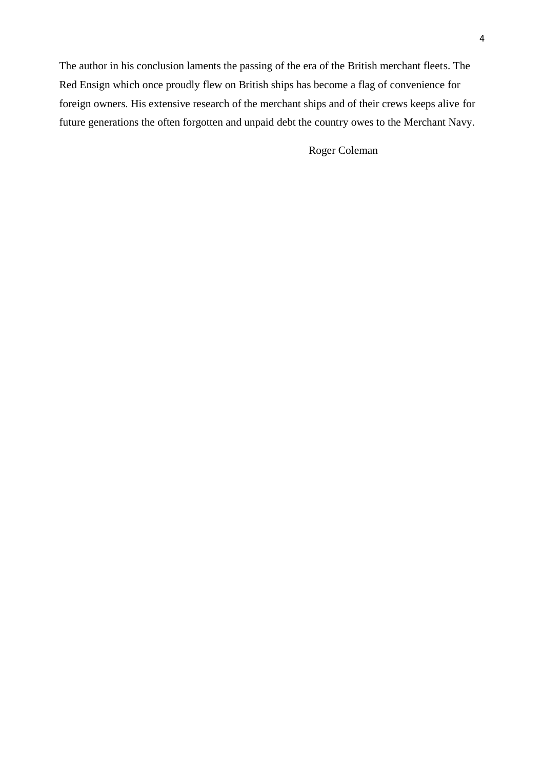The author in his conclusion laments the passing of the era of the British merchant fleets. The Red Ensign which once proudly flew on British ships has become a flag of convenience for foreign owners. His extensive research of the merchant ships and of their crews keeps alive for future generations the often forgotten and unpaid debt the country owes to the Merchant Navy.

Roger Coleman